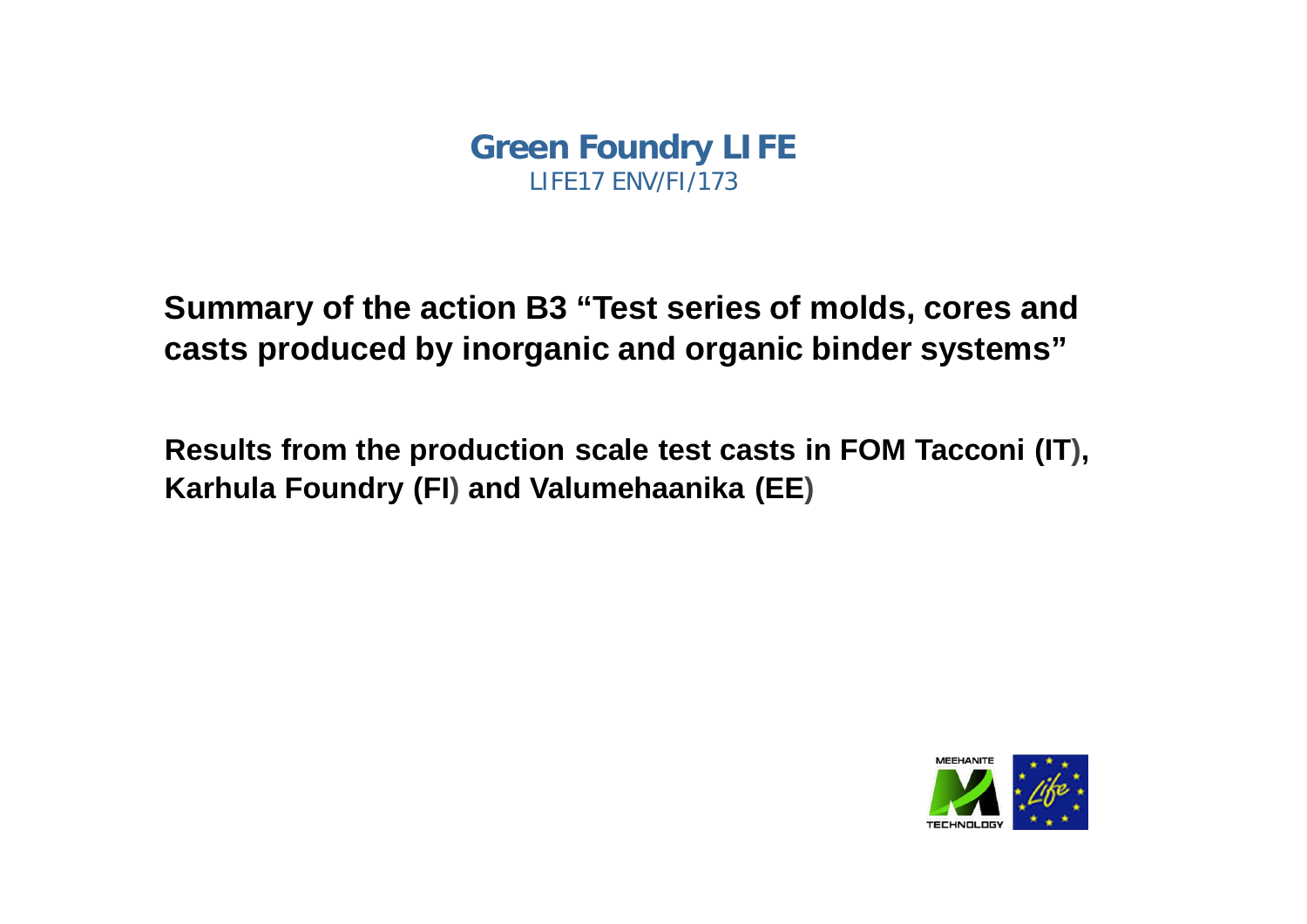# Green Foundry LIFE

LIFE17 ENV/FI/173

**Summary of the action B3 “Test series of molds, cores and casts produced by inorganic and organic binder systems”**

**Results from the production scale test casts in FOM Tacconi (IT), Karhula Foundry (FI) and Valumehaanika (EE)**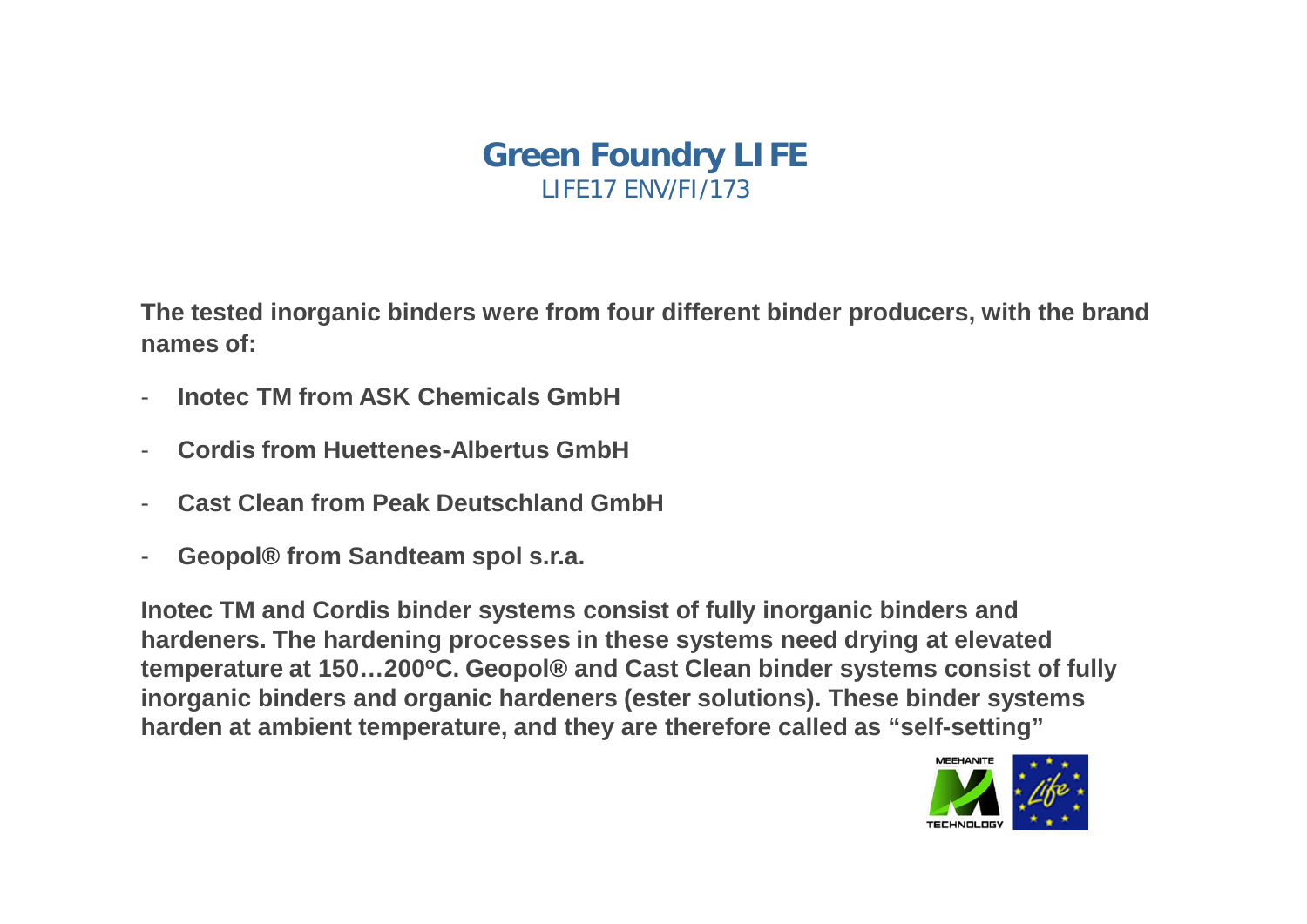# Green Foundry LIFE

LIFE17 ENV/FI/173

**The tested inorganic binders were from four different binder producers, with the brand names of:**

- **Inotec TM from ASK Chemicals GmbH**
- **Cordis from Huettenes-Albertus GmbH**
- **Cast Clean from Peak Deutschland GmbH**
- **Geopol® from Sandteam spol s.r.a.**

**Inotec TM and Cordis binder systems consist of fully inorganic binders and hardeners. The hardening processes in these systems need drying at elevated temperature at 150…200ºC. Geopol® and Cast Clean binder systems consist of fully inorganic binders and organic hardeners (ester solutions). These binder systems harden at ambient temperature, and they are therefore called as "self-setting"**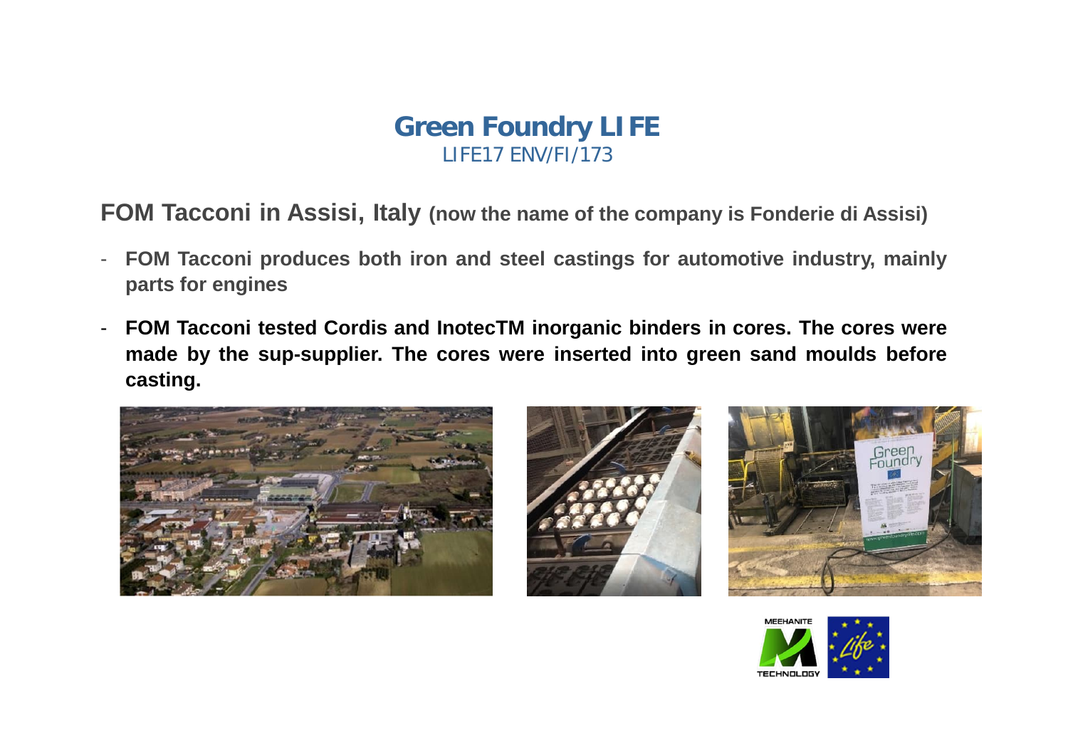# Green Foundry LIFE

LIFE17 ENV/FI/173

## FOM Tacconi in Assisi, Italy (now the name of the company is Fonderie di Assisi)

- **FOM Tacconi produces both iron and steel castings for automotive industry, mainly parts for engines**
- **FOM Tacconi tested Cordis and InotecTM inorganic binders in cores. The cores were made by the sup-supplier. The cores were inserted into green sand moulds before casting.**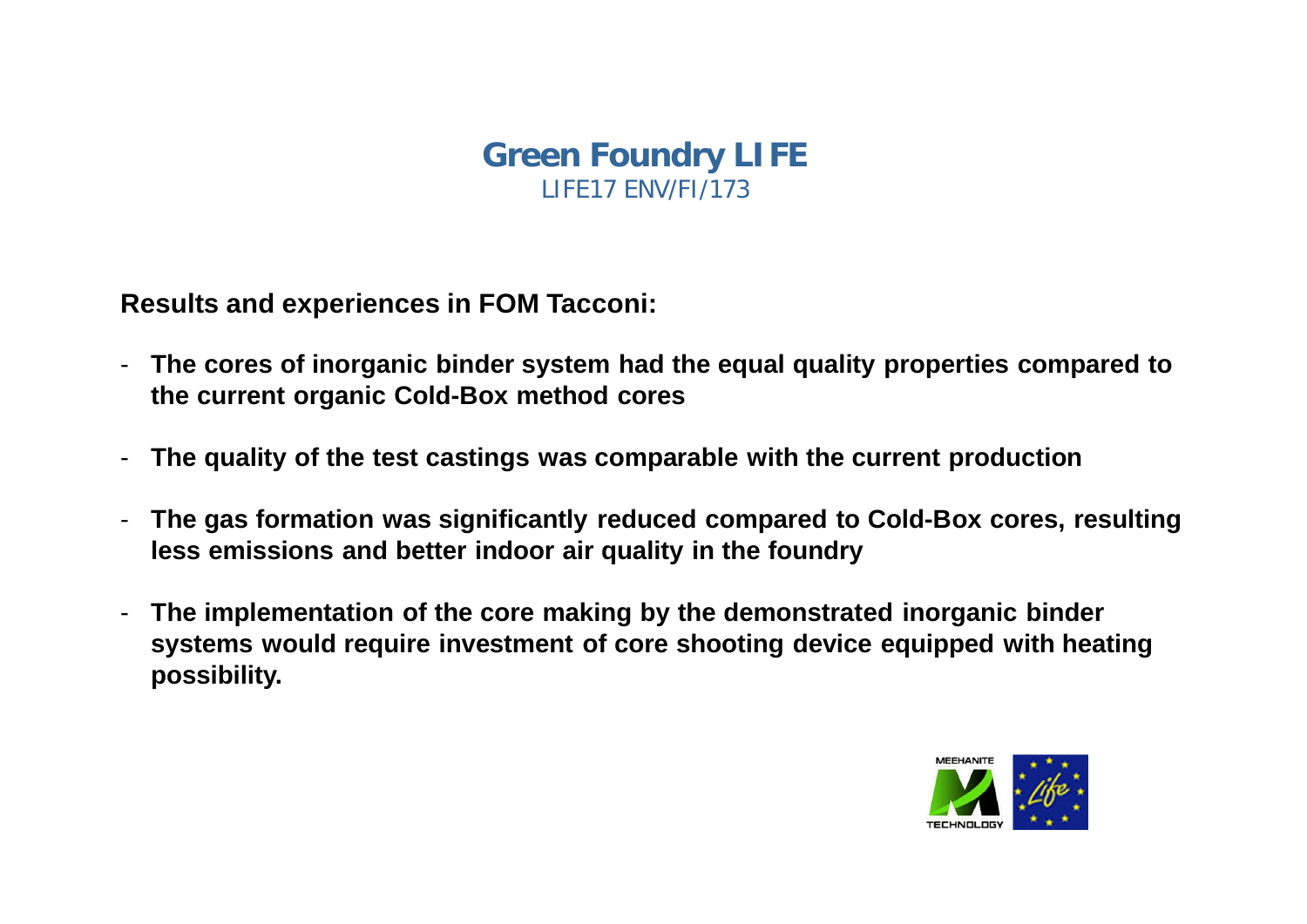# Green Foundry LIFE

LIFE17 ENV/FI/173

**Results and experiences in FOM Tacconi:**

- **The cores of inorganic binder system had the equal quality properties compared to the current organic Cold-Box method cores**
- **The quality of the test castings was comparable with the current production**
- **The gas formation was significantly reduced compared to Cold-Box cores, resulting less emissions and better indoor air quality in the foundry**
- **The implementation of the core making by the demonstrated inorganic binder systems would require investment of core shooting device equipped with heating possibility.**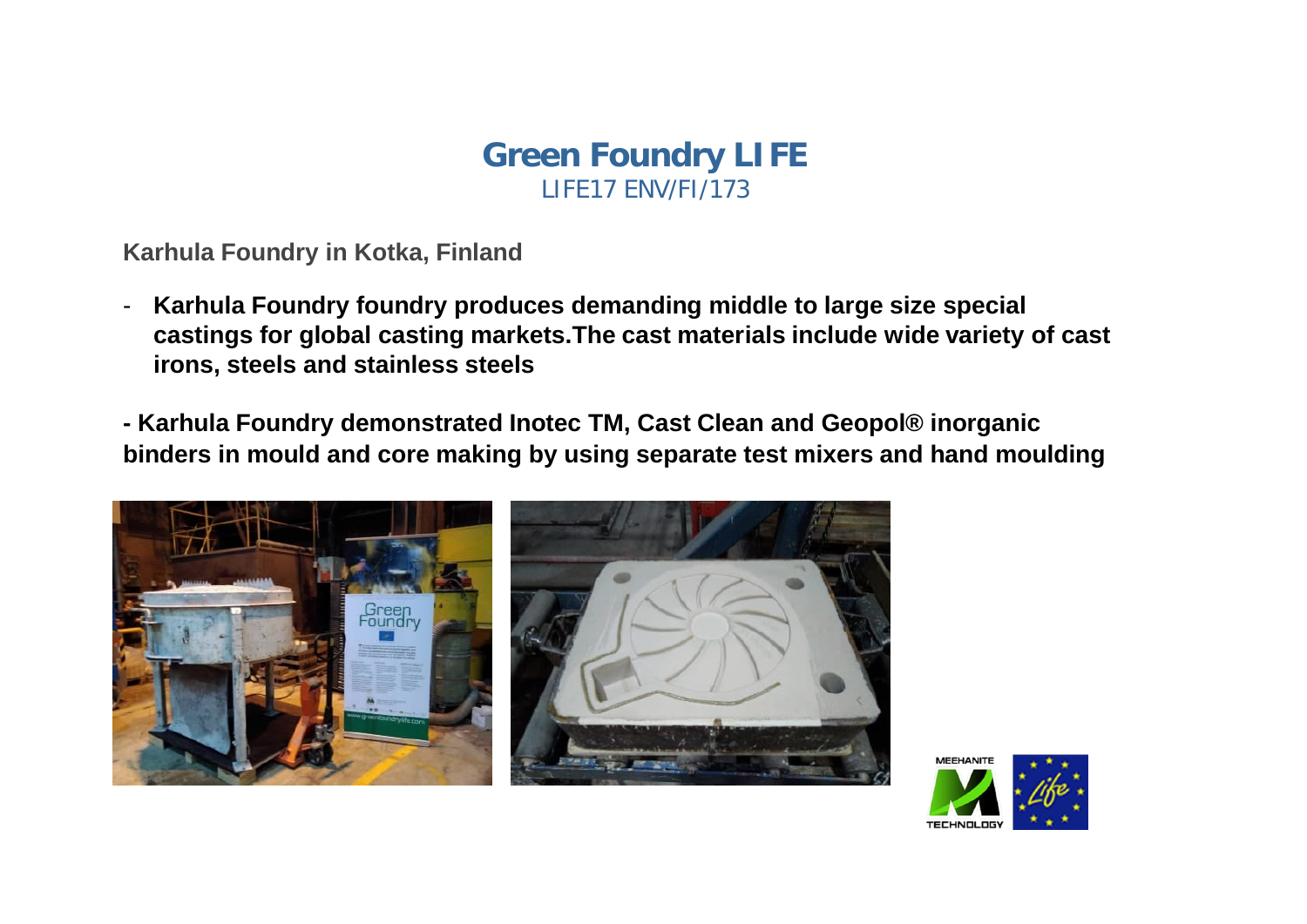# Green Foundry LIFE

LIFE17 ENV/FI/173

**Karhula Foundry in Kotka, Finland**

- **Karhula Foundry foundry produces demanding middle to large size special castings for global casting markets.The cast materials include wide variety of cast irons, steels and stainless steels**

**- Karhula Foundry demonstrated Inotec TM, Cast Clean and Geopol® inorganic binders in mould and core making by using separate test mixers and hand moulding**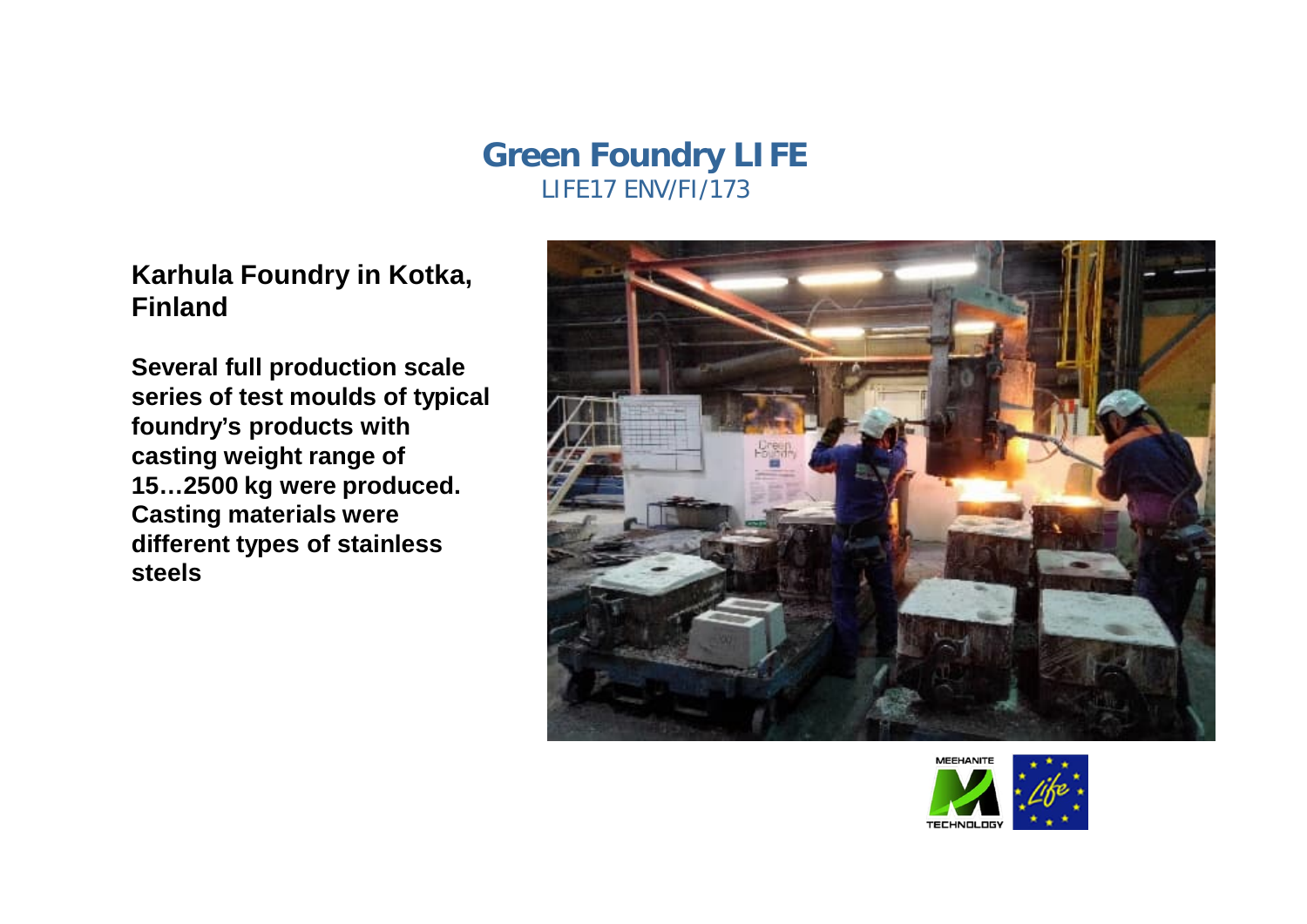# Green Foundry LIFE

LIFE17 ENV/FI/173

**Karhula Foundry in Kotka, Finland**

**Several full production scale series of test moulds of typical foundry's products with casting weight range of 15…2500 kg were produced. Casting materials were different types of stainless steels**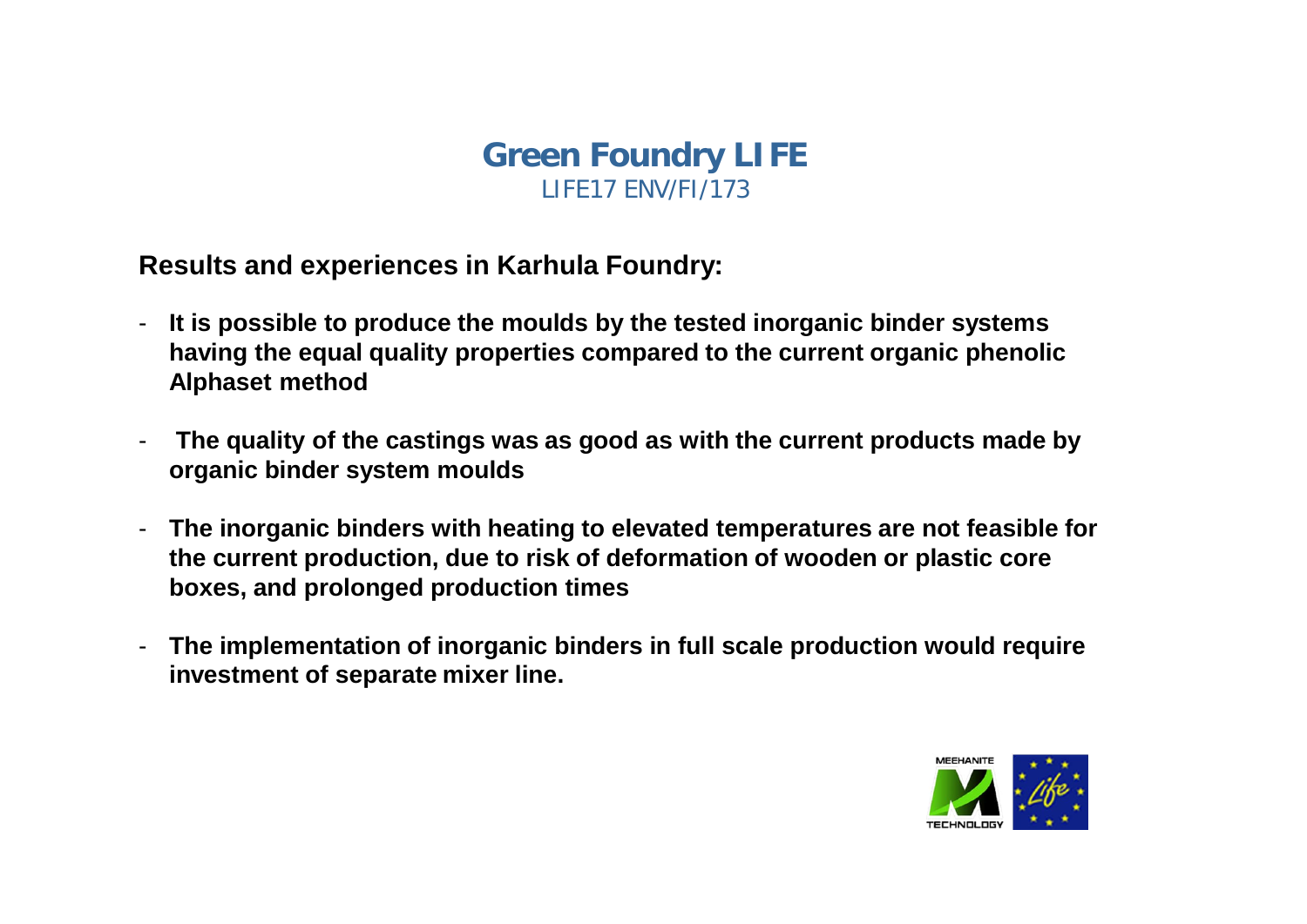# Green Foundry LIFE

LIFE17 ENV/FI/173

**Results and experiences in Karhula Foundry:**

- **It is possible to produce the moulds by the tested inorganic binder systems having the equal quality properties compared to the current organic phenolic Alphaset method**

- **The quality of the castings was as good as with the current products made by organic binder system moulds**

- **The inorganic binders with heating to elevated temperatures are not feasible for the current production, due to risk of deformation of wooden or plastic core boxes, and prolonged production times**

- **The implementation of inorganic binders in full scale production would require investment of separate mixer line.**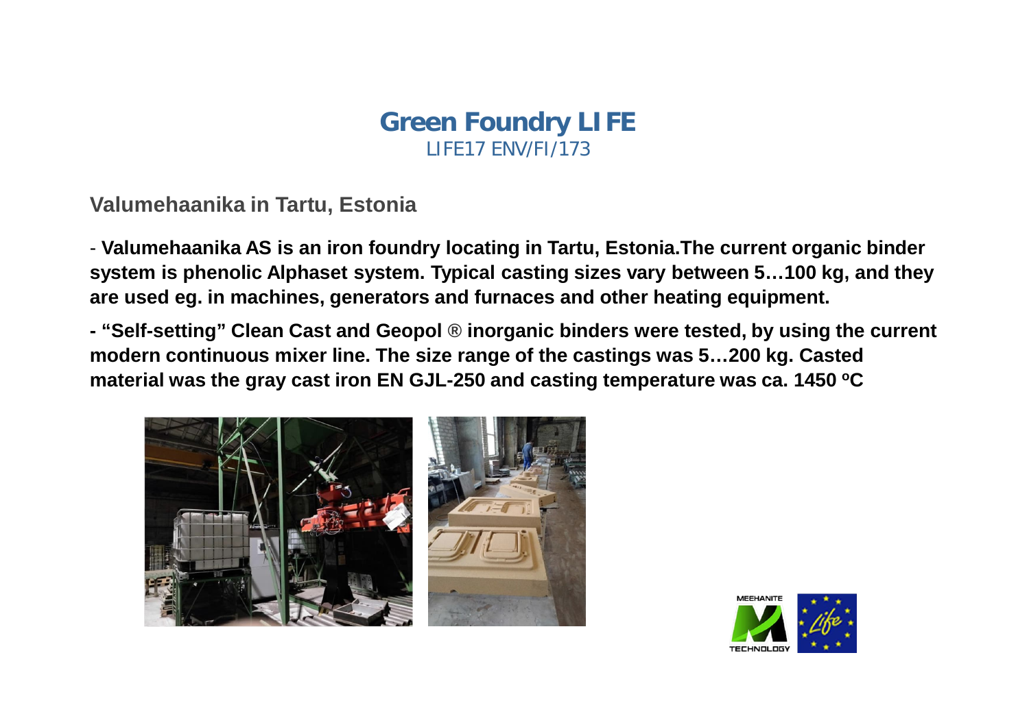# Green Foundry LIFE

LIFE17 ENV/FI/173

## Valumehaanika in Tartu, Estonia

- **Valumehaanika AS is an iron foundry locating in Tartu, Estonia.The current organic binder system is phenolic Alphaset system. Typical casting sizes vary between 5…100 kg, and they are used eg. in machines, generators and furnaces and other heating equipment.**

- **"Self-setting" Clean Cast and Geopol ® inorganic binders were tested, by using the current modern continuous mixer line. The size range of the castings was 5…200 kg. Casted material was the gray cast iron EN GJL-250 and casting temperature was ca. 1450 $^{o}$C**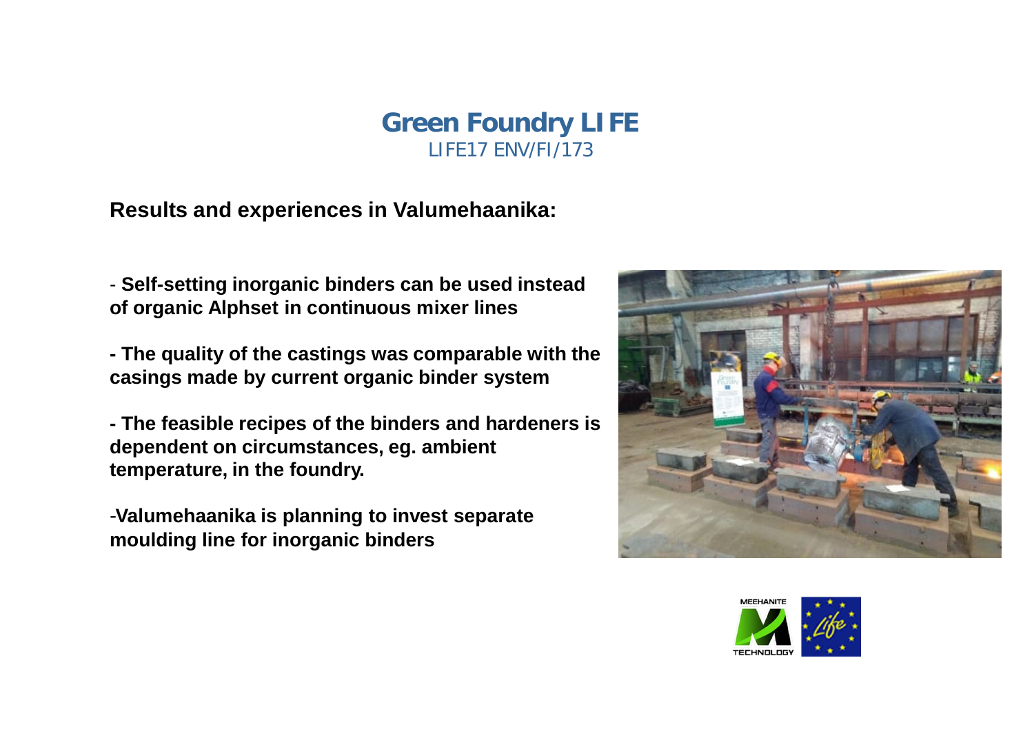# Green Foundry LIFE

LIFE17 ENV/FI/173

**Results and experiences in Valumehaanika:**

- **Self-setting inorganic binders can be used instead of organic Alphset in continuous mixer lines**

- **The quality of the castings was comparable with the casings made by current organic binder system**

- **The feasible recipes of the binders and hardeners is dependent on circumstances, eg. ambient temperature, in the foundry.**

- **Valumehaanika is planning to invest separate moulding line for inorganic binders**